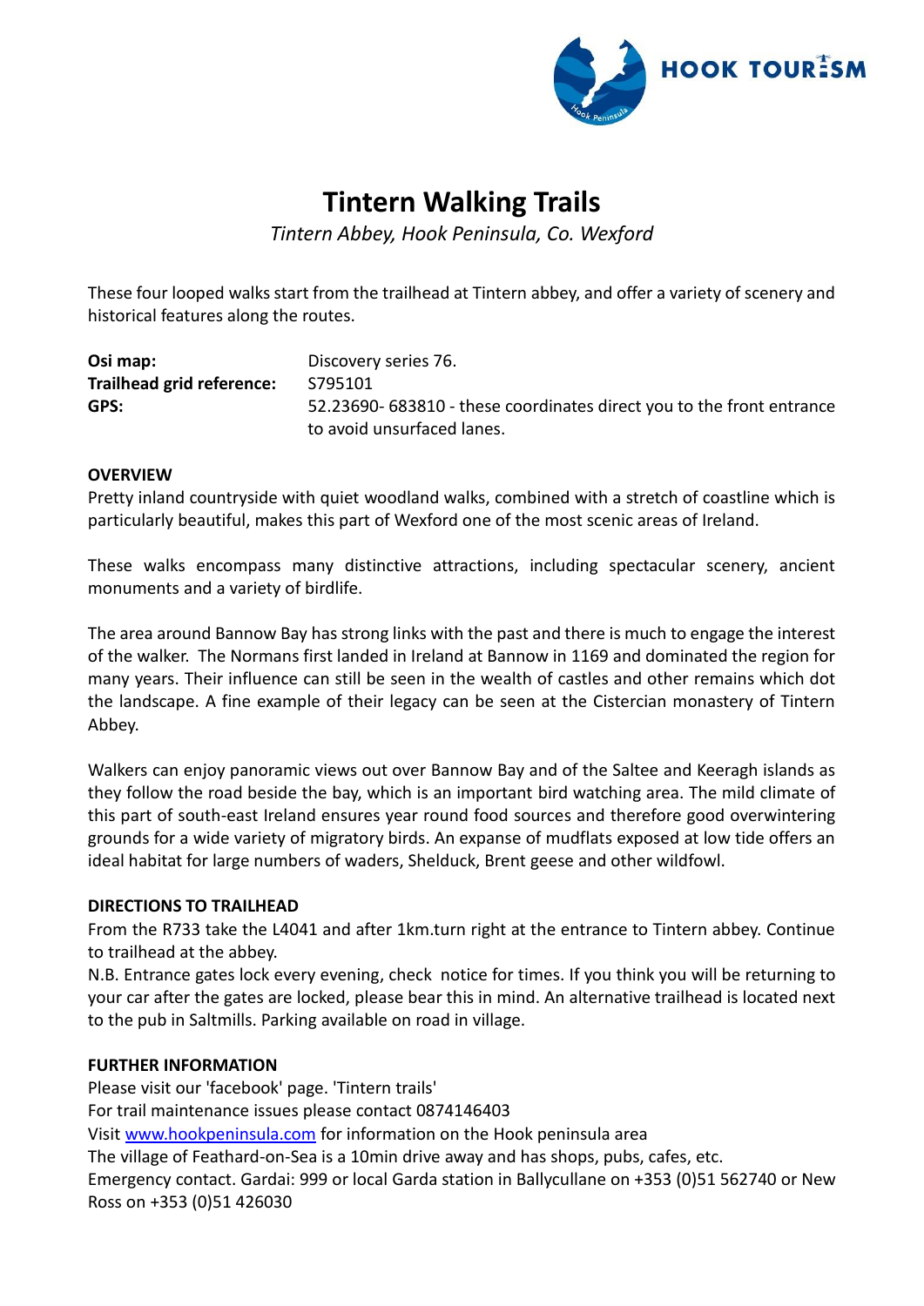HOOK TOURISM

# Tintern Walking Trails

*Tintern Abbey, Hook Peninsula, Co. Wexford*

These four looped walks start from the trailhead at Tintern abbey, and offer a variety of scenery and historical features along the routes.

| | |
|---|---|
| **Osi map:** | Discovery series 76. |
| **Trailhead grid reference:** | S795101 |
| **GPS:** | 52.23690- 683810 - these coordinates direct you to the front entrance to avoid unsurfaced lanes. |

## OVERVIEW

Pretty inland countryside with quiet woodland walks, combined with a stretch of coastline which is particularly beautiful, makes this part of Wexford one of the most scenic areas of Ireland.

These walks encompass many distinctive attractions, including spectacular scenery, ancient monuments and a variety of birdlife.

The area around Bannow Bay has strong links with the past and there is much to engage the interest of the walker. The Normans first landed in Ireland at Bannow in 1169 and dominated the region for many years. Their influence can still be seen in the wealth of castles and other remains which dot the landscape. A fine example of their legacy can be seen at the Cistercian monastery of Tintern Abbey.

Walkers can enjoy panoramic views out over Bannow Bay and of the Saltee and Keeragh islands as they follow the road beside the bay, which is an important bird watching area. The mild climate of this part of south-east Ireland ensures year round food sources and therefore good overwintering grounds for a wide variety of migratory birds. An expanse of mudflats exposed at low tide offers an ideal habitat for large numbers of waders, Shelduck, Brent geese and other wildfowl.

## DIRECTIONS TO TRAILHEAD

From the R733 take the L4041 and after 1km.turn right at the entrance to Tintern abbey. Continue to trailhead at the abbey.

N.B. Entrance gates lock every evening, check notice for times. If you think you will be returning to your car after the gates are locked, please bear this in mind. An alternative trailhead is located next to the pub in Saltmills. Parking available on road in village.

## FURTHER INFORMATION

Please visit our 'facebook' page. 'Tintern trails'
For trail maintenance issues please contact 0874146403
Visit [www.hookpeninsula.com](http://www.hookpeninsula.com) for information on the Hook peninsula area
The village of Feathard-on-Sea is a 10min drive away and has shops, pubs, cafes, etc.
Emergency contact. Gardai: 999 or local Garda station in Ballycullane on +353 (0)51 562740 or New Ross on +353 (0)51 426030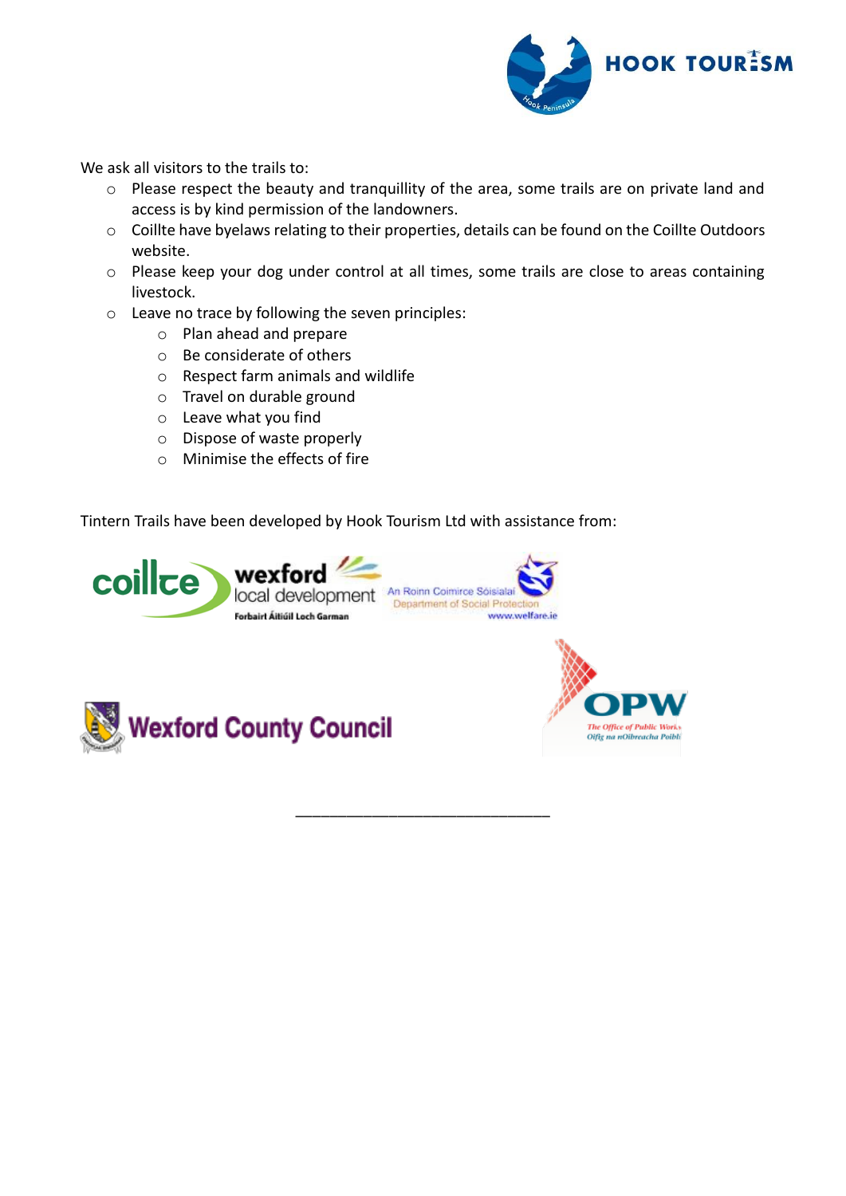We ask all visitors to the trails to:

- Please respect the beauty and tranquillity of the area, some trails are on private land and access is by kind permission of the landowners.
- Coillte have byelaws relating to their properties, details can be found on the Coillte Outdoors website.
- Please keep your dog under control at all times, some trails are close to areas containing livestock.
- Leave no trace by following the seven principles:
  - Plan ahead and prepare
  - Be considerate of others
  - Respect farm animals and wildlife
  - Travel on durable ground
  - Leave what you find
  - Dispose of waste properly
  - Minimise the effects of fire

Tintern Trails have been developed by Hook Tourism Ltd with assistance from:

---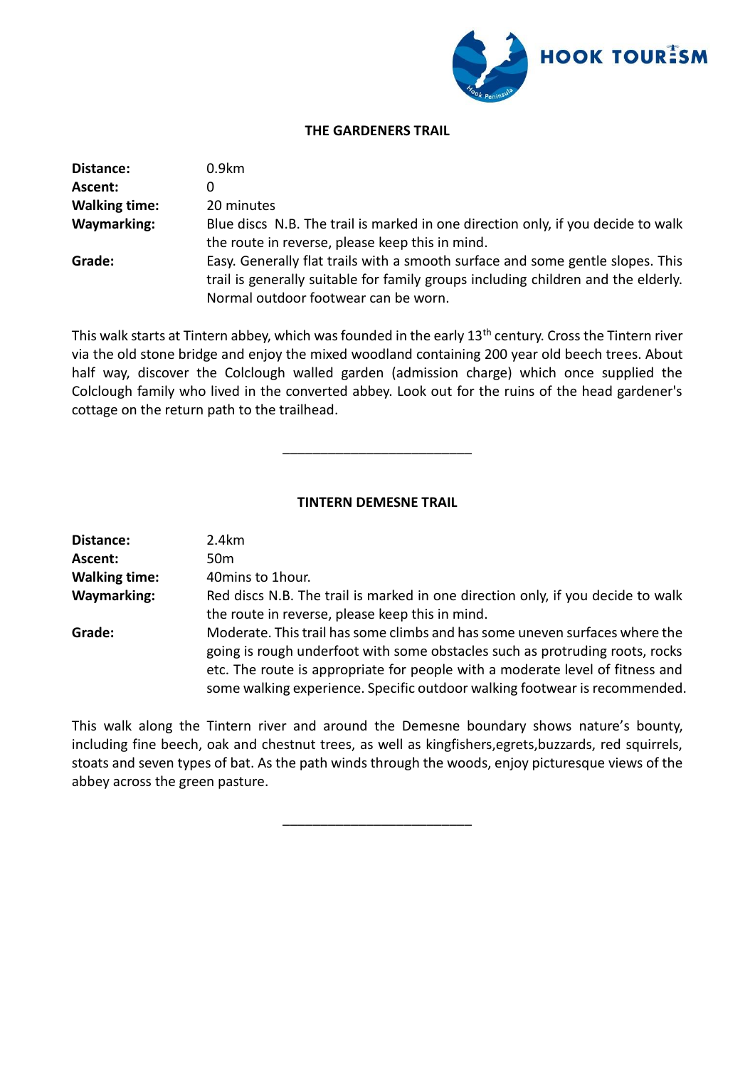## THE GARDENERS TRAIL

| | |
|---|---|
| **Distance:** | 0.9km |
| **Ascent:** | 0 |
| **Walking time:** | 20 minutes |
| **Waymarking:** | Blue discs N.B. The trail is marked in one direction only, if you decide to walk the route in reverse, please keep this in mind. |
| **Grade:** | Easy. Generally flat trails with a smooth surface and some gentle slopes. This trail is generally suitable for family groups including children and the elderly. Normal outdoor footwear can be worn. |

This walk starts at Tintern abbey, which was founded in the early 13th century. Cross the Tintern river via the old stone bridge and enjoy the mixed woodland containing 200 year old beech trees. About half way, discover the Colclough walled garden (admission charge) which once supplied the Colclough family who lived in the converted abbey. Look out for the ruins of the head gardener's cottage on the return path to the trailhead.

---

## TINTERN DEMESNE TRAIL

| | |
|---|---|
| **Distance:** | 2.4km |
| **Ascent:** | 50m |
| **Walking time:** | 40mins to 1hour. |
| **Waymarking:** | Red discs N.B. The trail is marked in one direction only, if you decide to walk the route in reverse, please keep this in mind. |
| **Grade:** | Moderate. This trail has some climbs and has some uneven surfaces where the going is rough underfoot with some obstacles such as protruding roots, rocks etc. The route is appropriate for people with a moderate level of fitness and some walking experience. Specific outdoor walking footwear is recommended. |

This walk along the Tintern river and around the Demesne boundary shows nature's bounty, including fine beech, oak and chestnut trees, as well as kingfishers,egrets,buzzards, red squirrels, stoats and seven types of bat. As the path winds through the woods, enjoy picturesque views of the abbey across the green pasture.

---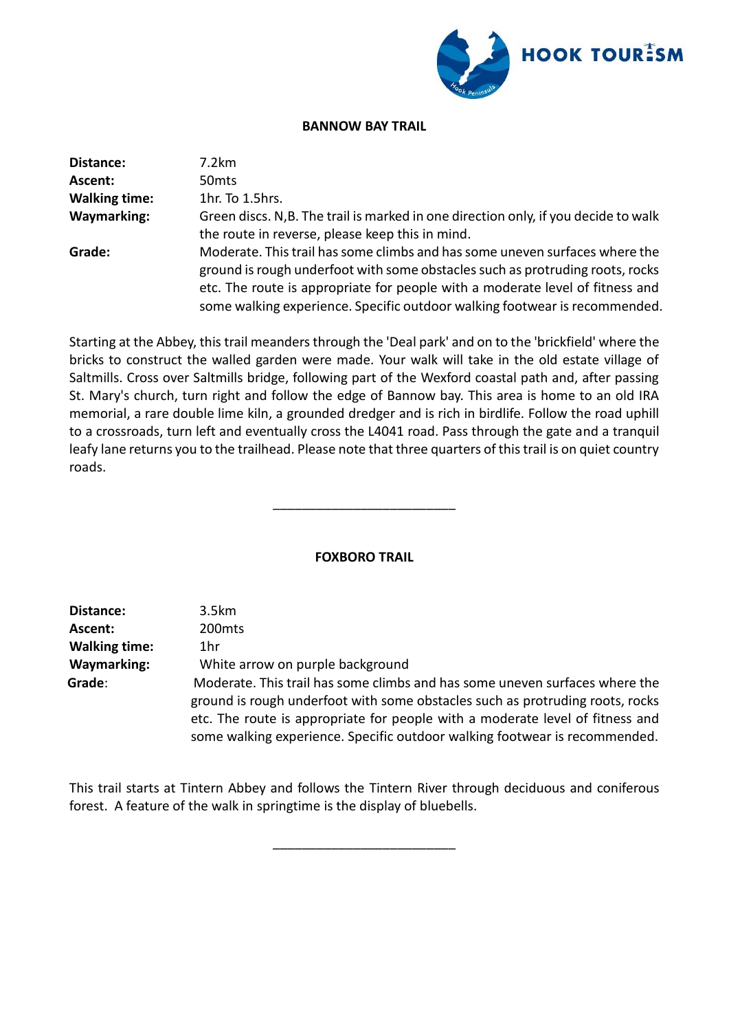## BANNOW BAY TRAIL

| | |
|---|---|
| **Distance:** | 7.2km |
| **Ascent:** | 50mts |
| **Walking time:** | 1hr. To 1.5hrs. |
| **Waymarking:** | Green discs. N,B. The trail is marked in one direction only, if you decide to walk the route in reverse, please keep this in mind. |
| **Grade:** | Moderate. This trail has some climbs and has some uneven surfaces where the ground is rough underfoot with some obstacles such as protruding roots, rocks etc. The route is appropriate for people with a moderate level of fitness and some walking experience. Specific outdoor walking footwear is recommended. |

Starting at the Abbey, this trail meanders through the 'Deal park' and on to the 'brickfield' where the bricks to construct the walled garden were made. Your walk will take in the old estate village of Saltmills. Cross over Saltmills bridge, following part of the Wexford coastal path and, after passing St. Mary's church, turn right and follow the edge of Bannow bay. This area is home to an old IRA memorial, a rare double lime kiln, a grounded dredger and is rich in birdlife. Follow the road uphill to a crossroads, turn left and eventually cross the L4041 road. Pass through the gate and a tranquil leafy lane returns you to the trailhead. Please note that three quarters of this trail is on quiet country roads.

---

## FOXBORO TRAIL

| | |
|---|---|
| **Distance:** | 3.5km |
| **Ascent:** | 200mts |
| **Walking time:** | 1hr |
| **Waymarking:** | White arrow on purple background |
| **Grade:** | Moderate. This trail has some climbs and has some uneven surfaces where the ground is rough underfoot with some obstacles such as protruding roots, rocks etc. The route is appropriate for people with a moderate level of fitness and some walking experience. Specific outdoor walking footwear is recommended. |

This trail starts at Tintern Abbey and follows the Tintern River through deciduous and coniferous forest. A feature of the walk in springtime is the display of bluebells.

---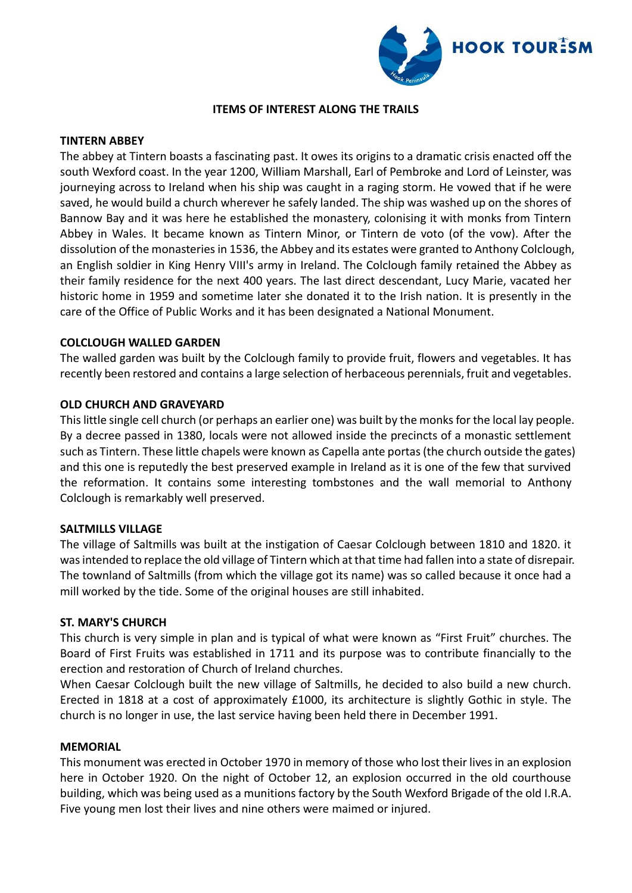## ITEMS OF INTEREST ALONG THE TRAILS

### TINTERN ABBEY

The abbey at Tintern boasts a fascinating past. It owes its origins to a dramatic crisis enacted off the south Wexford coast. In the year 1200, William Marshall, Earl of Pembroke and Lord of Leinster, was journeying across to Ireland when his ship was caught in a raging storm. He vowed that if he were saved, he would build a church wherever he safely landed. The ship was washed up on the shores of Bannow Bay and it was here he established the monastery, colonising it with monks from Tintern Abbey in Wales. It became known as Tintern Minor, or Tintern de voto (of the vow). After the dissolution of the monasteries in 1536, the Abbey and its estates were granted to Anthony Colclough, an English soldier in King Henry VIII's army in Ireland. The Colclough family retained the Abbey as their family residence for the next 400 years. The last direct descendant, Lucy Marie, vacated her historic home in 1959 and sometime later she donated it to the Irish nation. It is presently in the care of the Office of Public Works and it has been designated a National Monument.

### COLCLOUGH WALLED GARDEN

The walled garden was built by the Colclough family to provide fruit, flowers and vegetables. It has recently been restored and contains a large selection of herbaceous perennials, fruit and vegetables.

### OLD CHURCH AND GRAVEYARD

This little single cell church (or perhaps an earlier one) was built by the monks for the local lay people. By a decree passed in 1380, locals were not allowed inside the precincts of a monastic settlement such as Tintern. These little chapels were known as Capella ante portas (the church outside the gates) and this one is reputedly the best preserved example in Ireland as it is one of the few that survived the reformation. It contains some interesting tombstones and the wall memorial to Anthony Colclough is remarkably well preserved.

### SALTMILLS VILLAGE

The village of Saltmills was built at the instigation of Caesar Colclough between 1810 and 1820. it was intended to replace the old village of Tintern which at that time had fallen into a state of disrepair. The townland of Saltmills (from which the village got its name) was so called because it once had a mill worked by the tide. Some of the original houses are still inhabited.

### ST. MARY'S CHURCH

This church is very simple in plan and is typical of what were known as "First Fruit" churches. The Board of First Fruits was established in 1711 and its purpose was to contribute financially to the erection and restoration of Church of Ireland churches.

When Caesar Colclough built the new village of Saltmills, he decided to also build a new church. Erected in 1818 at a cost of approximately £1000, its architecture is slightly Gothic in style. The church is no longer in use, the last service having been held there in December 1991.

### MEMORIAL

This monument was erected in October 1970 in memory of those who lost their lives in an explosion here in October 1920. On the night of October 12, an explosion occurred in the old courthouse building, which was being used as a munitions factory by the South Wexford Brigade of the old I.R.A. Five young men lost their lives and nine others were maimed or injured.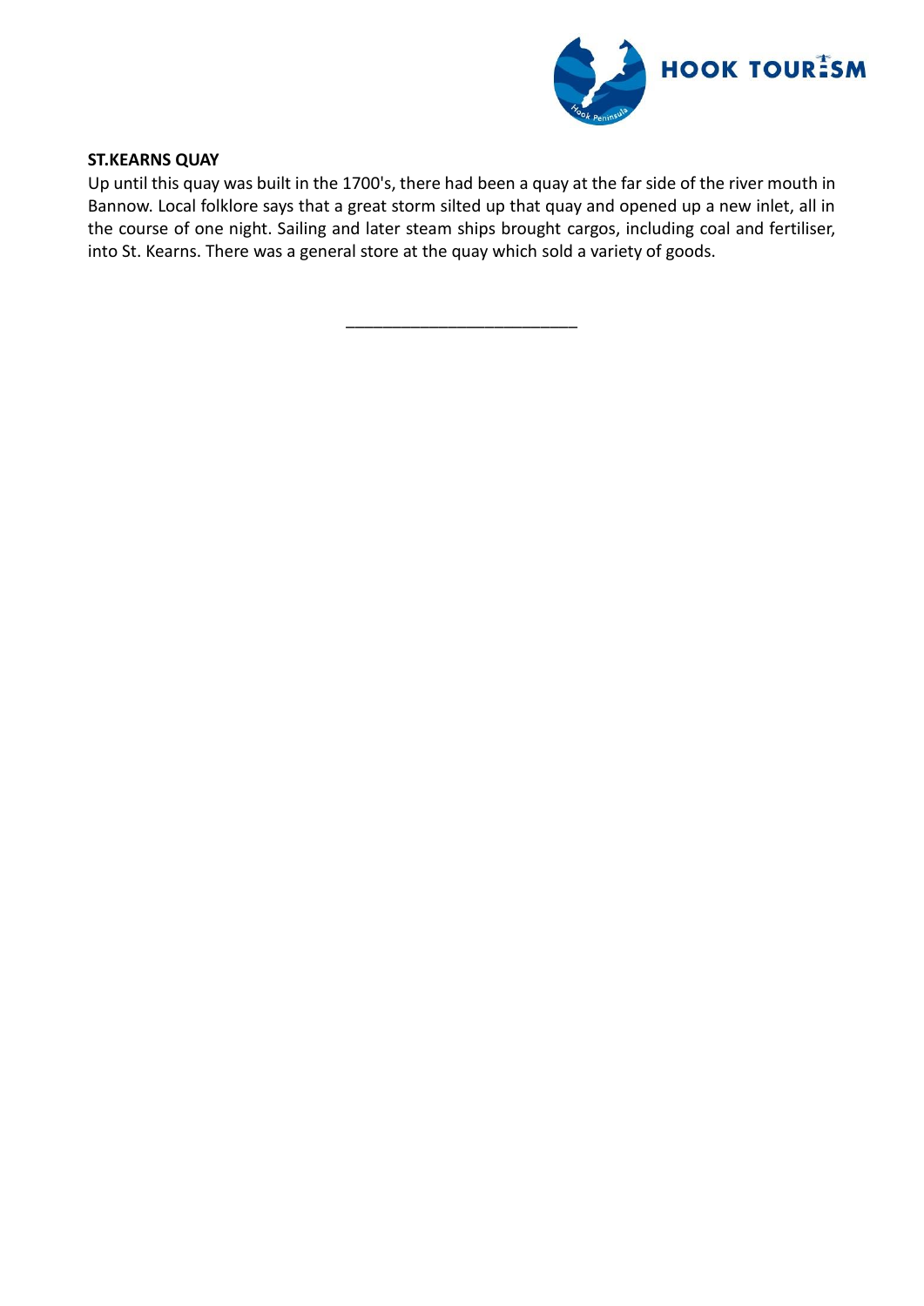**ST.KEARNS QUAY**

Up until this quay was built in the 1700's, there had been a quay at the far side of the river mouth in Bannow. Local folklore says that a great storm silted up that quay and opened up a new inlet, all in the course of one night. Sailing and later steam ships brought cargos, including coal and fertiliser, into St. Kearns. There was a general store at the quay which sold a variety of goods.

---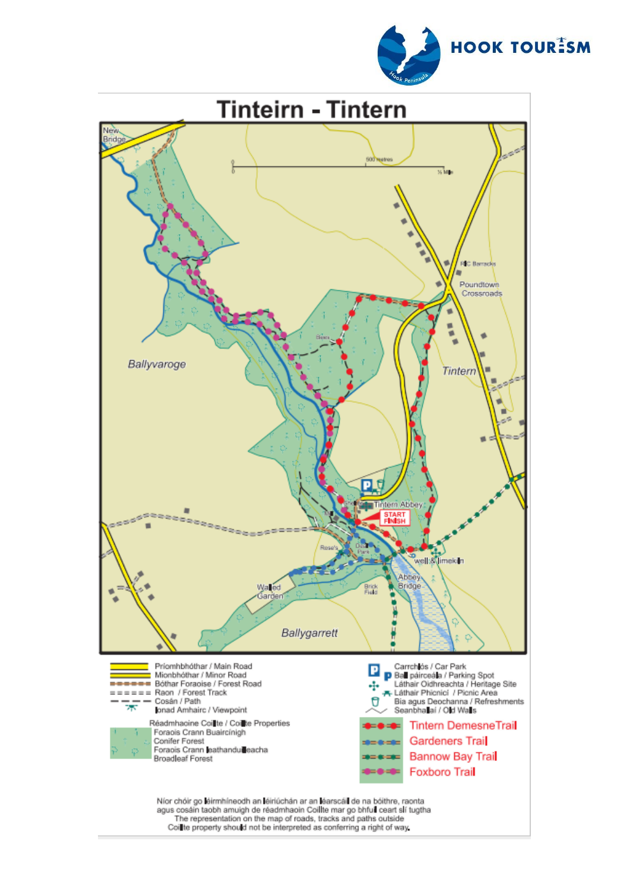# Tinteirn - Tintern

New Bridge

500 metres

½ Mile

RIC Barracks

Poundtown Crossroads

Ballyvaroge

Tintern

Tintern Abbey

START FINISH

Rose's

Deer Park

Well & limekiln

Abbey Bridge

Walled Garden

Brick Field

Ballygarrett

| | |
|---|---|
| Príomhbhóthar / Main Road | Carrchlós / Car Park |
| Mionbhóthar / Minor Road | Ball páirceála / Parking Spot |
| Bóthar Foraoise / Forest Road | Láthair Oidhreachta / Heritage Site |
| Raon / Forest Track | Láthair Phicnicí / Picnic Area |
| Cosán / Path | Bia agus Deochanna / Refreshments |
| Ionad Amhairc / Viewpoint | Seanbhallaí / Old Walls |

Réadmhaoine Coillte / Coillte Properties
Foraois Crann Buaircínigh
Conifer Forest
Foraois Crann Leathanduilleacha
Broadleaf Forest

- Tintern DemesneTrail
- Gardeners Trail
- Bannow Bay Trail
- Foxboro Trail

Níor chóir go léirmhíneodh an léiriúchán ar an léarscáil de na bóithre, raonta agus cosáin taobh amuigh de réadmhaoin Coillte mar go bhfuil ceart slí tugtha
The representation on the map of roads, tracks and paths outside Coillte property should not be interpreted as conferring a right of way.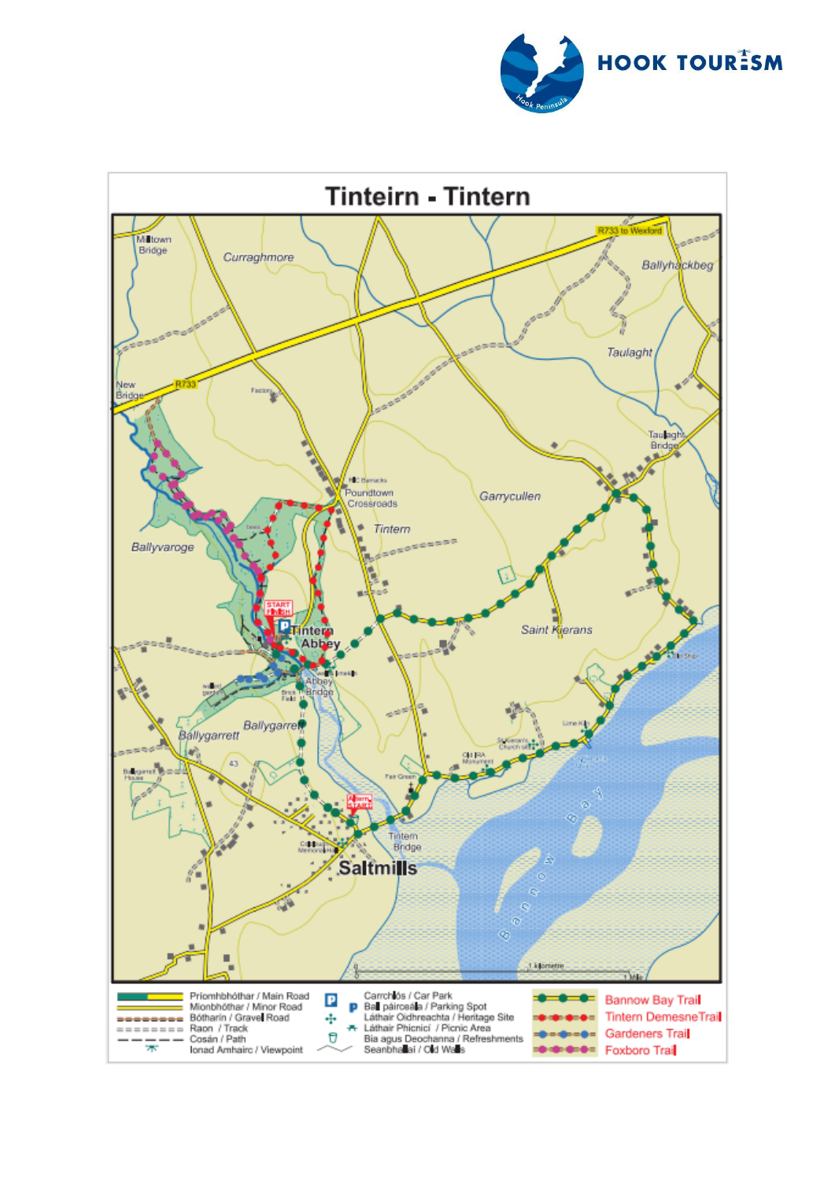HOOK TOURISM

# Tinteirn - Tintern

R733 to Wexford

Milltown Bridge

Curraghmore

Ballyhackbeg

Taulaght

New Bridge

R733

Factory

Taulaght Bridge

RIC Barracks

Poundtown Crossroads

Garrycullen

Tintern

Ballyvaroge

START FINISH

Tintern Abbey

Saint Kierans

Abbey Bridge

Brick Field

Ballygarrett

Ballygarrett

43

Lime Kiln

St Kieran's Church site

Old IRA Monument

Fair Green

Tintern Bridge

Saltmills

Bannow Bay

0 1 kilometre

0 1 Mile

Príomhbhóthar / Main Road

Mionbhóthar / Minor Road

Bóthar / Gravel Road

Raon / Track

Cosán / Path

Ionad Amhairc / Viewpoint

Carrchlós / Car Park

Ball páirceála / Parking Spot

Láthair Oidhreachta / Heritage Site

Láthair Phicnicí / Picnic Area

Bia agus Deochanna / Refreshments

Seanbhallaí / Old Walls

Bannow Bay Trail

Tintern DemesneTrail

Gardeners Trail

Foxboro Trail